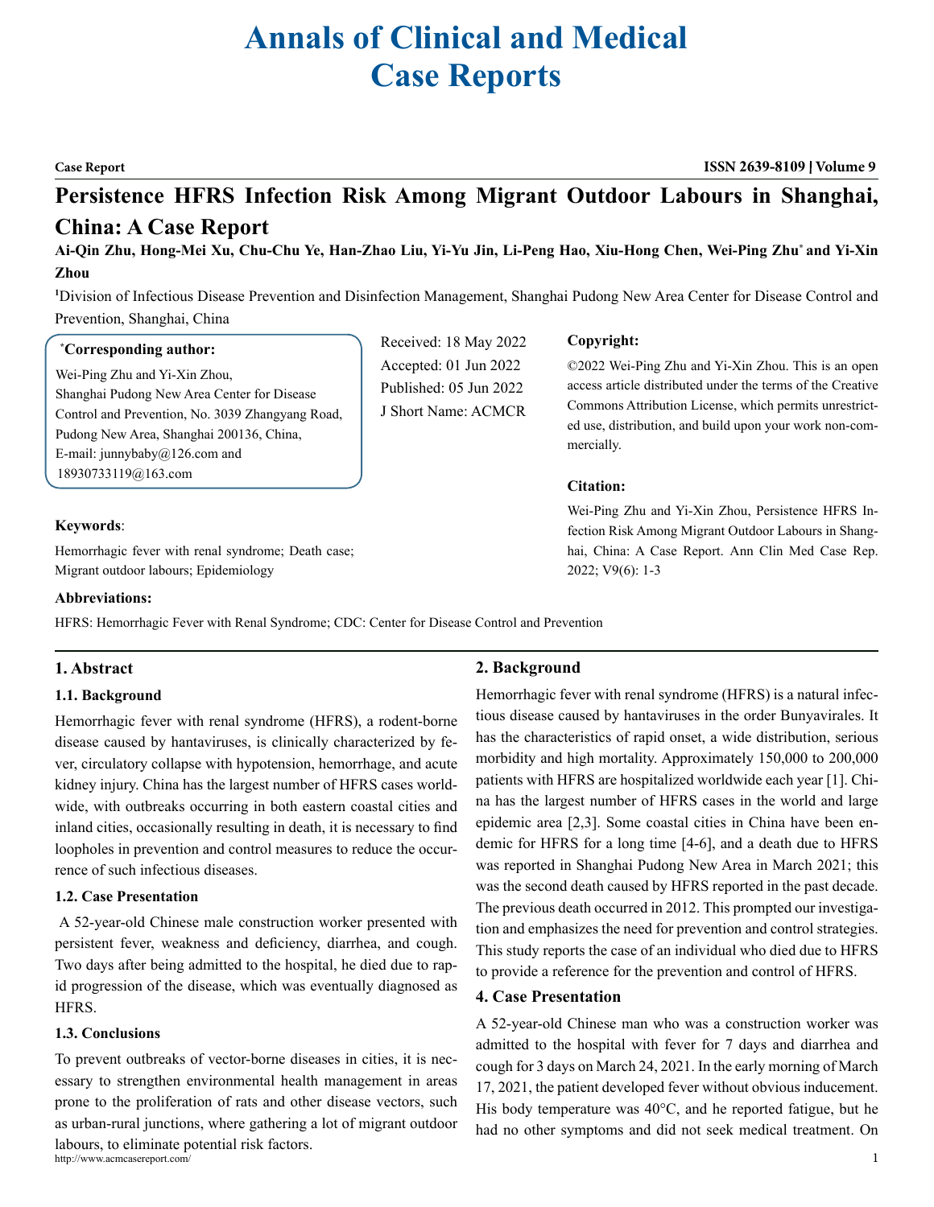# Annals of Clinical and Medical Case Reports

**Case Report** | **ISSN 2639-8109 | Volume 9**

## Persistence HFRS Infection Risk Among Migrant Outdoor Labours in Shanghai, China: A Case Report

**Ai-Qin Zhu, Hong-Mei Xu, Chu-Chu Ye, Han-Zhao Liu, Yi-Yu Jin, Li-Peng Hao, Xiu-Hong Chen, Wei-Ping Zhu\* and Yi-Xin Zhou**

[1]Division of Infectious Disease Prevention and Disinfection Management, Shanghai Pudong New Area Center for Disease Control and Prevention, Shanghai, China

**\*Corresponding author:**

Wei-Ping Zhu and Yi-Xin Zhou,
Shanghai Pudong New Area Center for Disease Control and Prevention, No. 3039 Zhangyang Road, Pudong New Area, Shanghai 200136, China,
E-mail: junnybaby@126.com and 18930733119@163.com

Received: 18 May 2022
Accepted: 01 Jun 2022
Published: 05 Jun 2022
J Short Name: ACMCR

**Copyright:**

©2022 Wei-Ping Zhu and Yi-Xin Zhou. This is an open access article distributed under the terms of the Creative Commons Attribution License, which permits unrestricted use, distribution, and build upon your work non-commercially.

**Citation:**

Wei-Ping Zhu and Yi-Xin Zhou, Persistence HFRS Infection Risk Among Migrant Outdoor Labours in Shanghai, China: A Case Report. Ann Clin Med Case Rep. 2022; V9(6): 1-3

**Keywords**:

Hemorrhagic fever with renal syndrome; Death case; Migrant outdoor labours; Epidemiology

**Abbreviations:**

HFRS: Hemorrhagic Fever with Renal Syndrome; CDC: Center for Disease Control and Prevention

### 1. Abstract

#### 1.1. Background

Hemorrhagic fever with renal syndrome (HFRS), a rodent-borne disease caused by hantaviruses, is clinically characterized by fever, circulatory collapse with hypotension, hemorrhage, and acute kidney injury. China has the largest number of HFRS cases worldwide, with outbreaks occurring in both eastern coastal cities and inland cities, occasionally resulting in death, it is necessary to find loopholes in prevention and control measures to reduce the occurrence of such infectious diseases.

#### 1.2. Case Presentation

A 52-year-old Chinese male construction worker presented with persistent fever, weakness and deficiency, diarrhea, and cough. Two days after being admitted to the hospital, he died due to rapid progression of the disease, which was eventually diagnosed as HFRS.

#### 1.3. Conclusions

To prevent outbreaks of vector-borne diseases in cities, it is necessary to strengthen environmental health management in areas prone to the proliferation of rats and other disease vectors, such as urban-rural junctions, where gathering a lot of migrant outdoor labours, to eliminate potential risk factors.

### 2. Background

Hemorrhagic fever with renal syndrome (HFRS) is a natural infectious disease caused by hantaviruses in the order Bunyavirales. It has the characteristics of rapid onset, a wide distribution, serious morbidity and high mortality. Approximately 150,000 to 200,000 patients with HFRS are hospitalized worldwide each year [1]. China has the largest number of HFRS cases in the world and large epidemic area [2,3]. Some coastal cities in China have been endemic for HFRS for a long time [4-6], and a death due to HFRS was reported in Shanghai Pudong New Area in March 2021; this was the second death caused by HFRS reported in the past decade. The previous death occurred in 2012. This prompted our investigation and emphasizes the need for prevention and control strategies. This study reports the case of an individual who died due to HFRS to provide a reference for the prevention and control of HFRS.

### 4. Case Presentation

A 52-year-old Chinese man who was a construction worker was admitted to the hospital with fever for 7 days and diarrhea and cough for 3 days on March 24, 2021. In the early morning of March 17, 2021, the patient developed fever without obvious inducement. His body temperature was 40°C, and he reported fatigue, but he had no other symptoms and did not seek medical treatment. On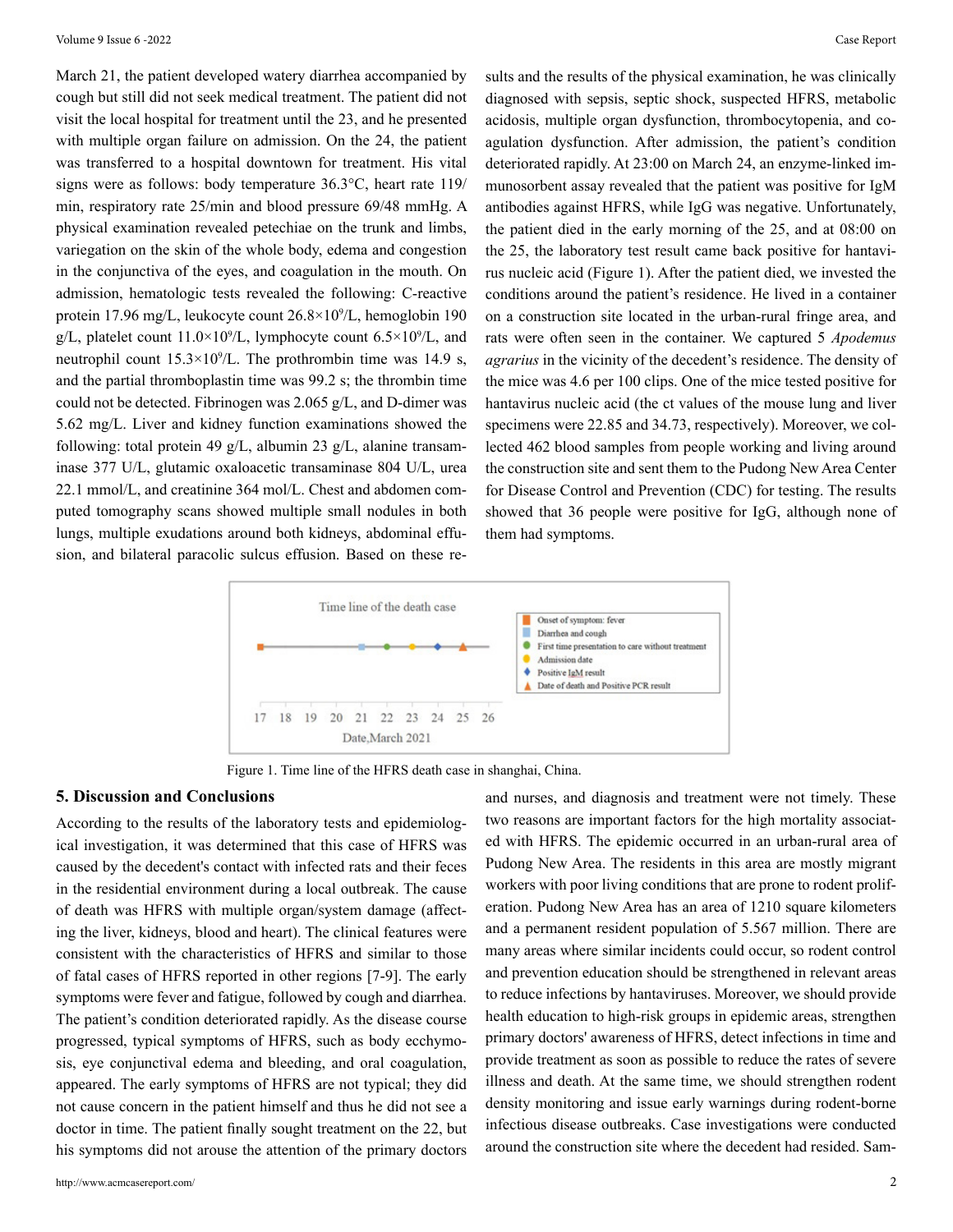March 21, the patient developed watery diarrhea accompanied by cough but still did not seek medical treatment. The patient did not visit the local hospital for treatment until the 23, and he presented with multiple organ failure on admission. On the 24, the patient was transferred to a hospital downtown for treatment. His vital signs were as follows: body temperature 36.3°C, heart rate 119/min, respiratory rate 25/min and blood pressure 69/48 mmHg. A physical examination revealed petechiae on the trunk and limbs, variegation on the skin of the whole body, edema and congestion in the conjunctiva of the eyes, and coagulation in the mouth. On admission, hematologic tests revealed the following: C-reactive protein 17.96 mg/L, leukocyte count $26.8\times10^9$/L, hemoglobin 190 g/L, platelet count $11.0\times10^9$/L, lymphocyte count $6.5\times10^9$/L, and neutrophil count $15.3\times10^9$/L. The prothrombin time was 14.9 s, and the partial thromboplastin time was 99.2 s; the thrombin time could not be detected. Fibrinogen was 2.065 g/L, and D-dimer was 5.62 mg/L. Liver and kidney function examinations showed the following: total protein 49 g/L, albumin 23 g/L, alanine transaminase 377 U/L, glutamic oxaloacetic transaminase 804 U/L, urea 22.1 mmol/L, and creatinine 364 mol/L. Chest and abdomen computed tomography scans showed multiple small nodules in both lungs, multiple exudations around both kidneys, abdominal effusion, and bilateral paracolic sulcus effusion. Based on these results and the results of the physical examination, he was clinically diagnosed with sepsis, septic shock, suspected HFRS, metabolic acidosis, multiple organ dysfunction, thrombocytopenia, and coagulation dysfunction. After admission, the patient's condition deteriorated rapidly. At 23:00 on March 24, an enzyme-linked immunosorbent assay revealed that the patient was positive for IgM antibodies against HFRS, while IgG was negative. Unfortunately, the patient died in the early morning of the 25, and at 08:00 on the 25, the laboratory test result came back positive for hantavirus nucleic acid (Figure 1). After the patient died, we invested the conditions around the patient's residence. He lived in a container on a construction site located in the urban-rural fringe area, and rats were often seen in the container. We captured 5 *Apodemus agrarius* in the vicinity of the decedent's residence. The density of the mice was 4.6 per 100 clips. One of the mice tested positive for hantavirus nucleic acid (the ct values of the mouse lung and liver specimens were 22.85 and 34.73, respectively). Moreover, we collected 462 blood samples from people working and living around the construction site and sent them to the Pudong New Area Center for Disease Control and Prevention (CDC) for testing. The results showed that 36 people were positive for IgG, although none of them had symptoms.

Figure 1. Time line of the HFRS death case in shanghai, China.

## 5. Discussion and Conclusions

According to the results of the laboratory tests and epidemiological investigation, it was determined that this case of HFRS was caused by the decedent's contact with infected rats and their feces in the residential environment during a local outbreak. The cause of death was HFRS with multiple organ/system damage (affecting the liver, kidneys, blood and heart). The clinical features were consistent with the characteristics of HFRS and similar to those of fatal cases of HFRS reported in other regions [7-9]. The early symptoms were fever and fatigue, followed by cough and diarrhea. The patient's condition deteriorated rapidly. As the disease course progressed, typical symptoms of HFRS, such as body ecchymosis, eye conjunctival edema and bleeding, and oral coagulation, appeared. The early symptoms of HFRS are not typical; they did not cause concern in the patient himself and thus he did not see a doctor in time. The patient finally sought treatment on the 22, but his symptoms did not arouse the attention of the primary doctors and nurses, and diagnosis and treatment were not timely. These two reasons are important factors for the high mortality associated with HFRS. The epidemic occurred in an urban-rural area of Pudong New Area. The residents in this area are mostly migrant workers with poor living conditions that are prone to rodent proliferation. Pudong New Area has an area of 1210 square kilometers and a permanent resident population of 5.567 million. There are many areas where similar incidents could occur, so rodent control and prevention education should be strengthened in relevant areas to reduce infections by hantaviruses. Moreover, we should provide health education to high-risk groups in epidemic areas, strengthen primary doctors' awareness of HFRS, detect infections in time and provide treatment as soon as possible to reduce the rates of severe illness and death. At the same time, we should strengthen rodent density monitoring and issue early warnings during rodent-borne infectious disease outbreaks. Case investigations were conducted around the construction site where the decedent had resided. Sam-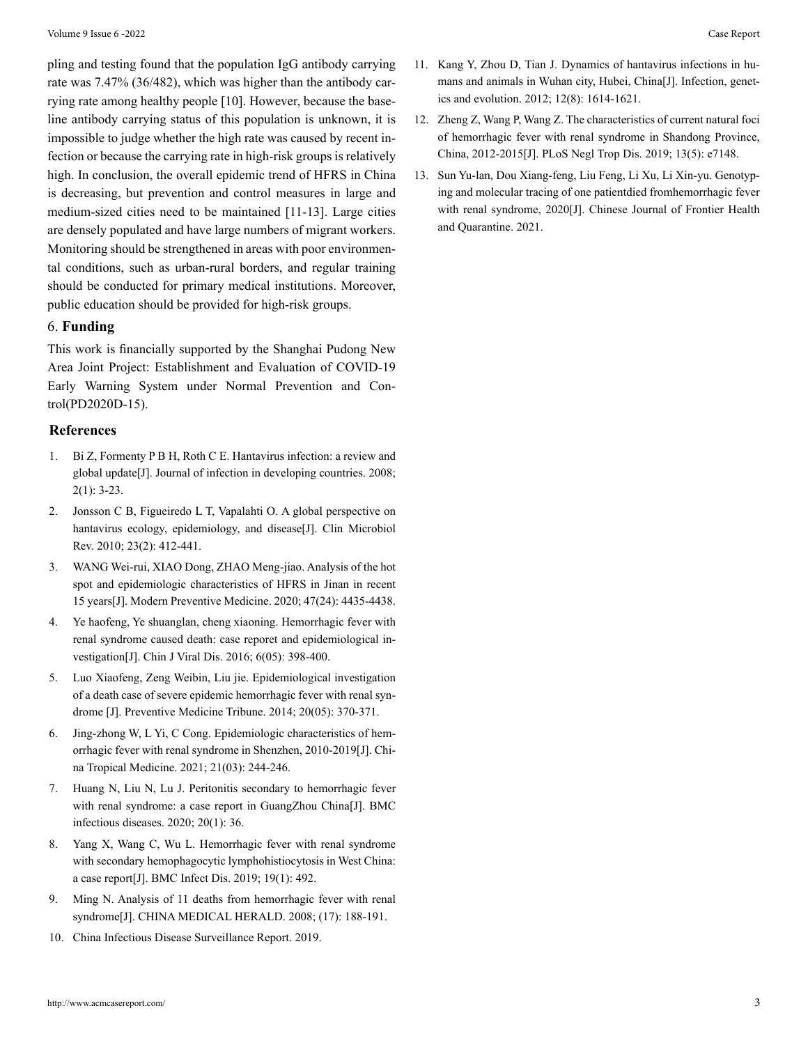pling and testing found that the population IgG antibody carrying rate was 7.47% (36/482), which was higher than the antibody carrying rate among healthy people [10]. However, because the baseline antibody carrying status of this population is unknown, it is impossible to judge whether the high rate was caused by recent infection or because the carrying rate in high-risk groups is relatively high. In conclusion, the overall epidemic trend of HFRS in China is decreasing, but prevention and control measures in large and medium-sized cities need to be maintained [11-13]. Large cities are densely populated and have large numbers of migrant workers. Monitoring should be strengthened in areas with poor environmental conditions, such as urban-rural borders, and regular training should be conducted for primary medical institutions. Moreover, public education should be provided for high-risk groups.

## 6. Funding

This work is financially supported by the Shanghai Pudong New Area Joint Project: Establishment and Evaluation of COVID-19 Early Warning System under Normal Prevention and Control(PD2020D-15).

## References

1. Bi Z, Formenty P B H, Roth C E. Hantavirus infection: a review and global update[J]. Journal of infection in developing countries. 2008; 2(1): 3-23.
2. Jonsson C B, Figueiredo L T, Vapalahti O. A global perspective on hantavirus ecology, epidemiology, and disease[J]. Clin Microbiol Rev. 2010; 23(2): 412-441.
3. WANG Wei-rui, XIAO Dong, ZHAO Meng-jiao. Analysis of the hot spot and epidemiologic characteristics of HFRS in Jinan in recent 15 years[J]. Modern Preventive Medicine. 2020; 47(24): 4435-4438.
4. Ye haofeng, Ye shuanglan, cheng xiaoning. Hemorrhagic fever with renal syndrome caused death: case reporet and epidemiological investigation[J]. Chin J Viral Dis. 2016; 6(05): 398-400.
5. Luo Xiaofeng, Zeng Weibin, Liu jie. Epidemiological investigation of a death case of severe epidemic hemorrhagic fever with renal syndrome [J]. Preventive Medicine Tribune. 2014; 20(05): 370-371.
6. Jing-zhong W, L Yi, C Cong. Epidemiologic characteristics of hemorrhagic fever with renal syndrome in Shenzhen, 2010-2019[J]. China Tropical Medicine. 2021; 21(03): 244-246.
7. Huang N, Liu N, Lu J. Peritonitis secondary to hemorrhagic fever with renal syndrome: a case report in GuangZhou China[J]. BMC infectious diseases. 2020; 20(1): 36.
8. Yang X, Wang C, Wu L. Hemorrhagic fever with renal syndrome with secondary hemophagocytic lymphohistiocytosis in West China: a case report[J]. BMC Infect Dis. 2019; 19(1): 492.
9. Ming N. Analysis of 11 deaths from hemorrhagic fever with renal syndrome[J]. CHINA MEDICAL HERALD. 2008; (17): 188-191.
10. China Infectious Disease Surveillance Report. 2019.
11. Kang Y, Zhou D, Tian J. Dynamics of hantavirus infections in humans and animals in Wuhan city, Hubei, China[J]. Infection, genetics and evolution. 2012; 12(8): 1614-1621.
12. Zheng Z, Wang P, Wang Z. The characteristics of current natural foci of hemorrhagic fever with renal syndrome in Shandong Province, China, 2012-2015[J]. PLoS Negl Trop Dis. 2019; 13(5): e7148.
13. Sun Yu-lan, Dou Xiang-feng, Liu Feng, Li Xu, Li Xin-yu. Genotyping and molecular tracing of one patientdied fromhemorrhagic fever with renal syndrome, 2020[J]. Chinese Journal of Frontier Health and Quarantine. 2021.